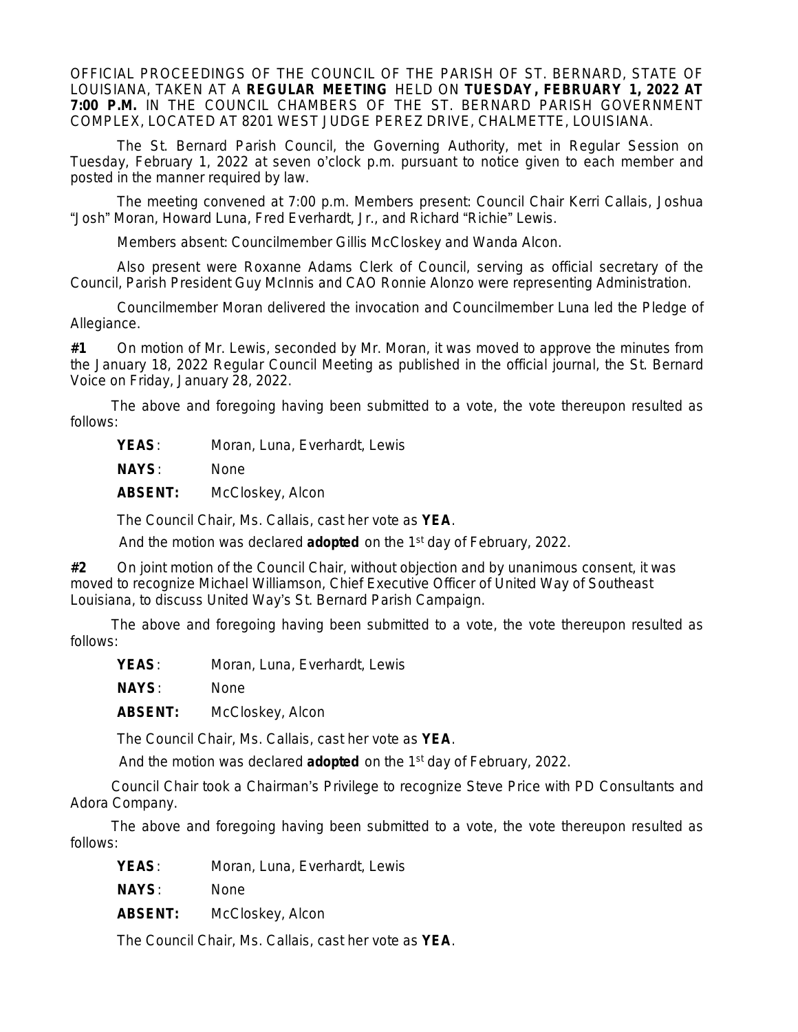OFFICIAL PROCEEDINGS OF THE COUNCIL OF THE PARISH OF ST. BERNARD, STATE OF LOUISIANA, TAKEN AT A **REGULAR MEETING** HELD ON **TUESDAY, FEBRUARY 1, 2022 AT 7:00 P.M.** IN THE COUNCIL CHAMBERS OF THE ST. BERNARD PARISH GOVERNMENT COMPLEX, LOCATED AT 8201 WEST JUDGE PEREZ DRIVE, CHALMETTE, LOUISIANA.

The St. Bernard Parish Council, the Governing Authority, met in Regular Session on Tuesday, February 1, 2022 at seven o'clock p.m. pursuant to notice given to each member and posted in the manner required by law.

The meeting convened at 7:00 p.m. Members present: Council Chair Kerri Callais, Joshua "Josh" Moran, Howard Luna, Fred Everhardt, Jr., and Richard "Richie" Lewis.

Members absent: Councilmember Gillis McCloskey and Wanda Alcon.

Also present were Roxanne Adams Clerk of Council, serving as official secretary of the Council, Parish President Guy McInnis and CAO Ronnie Alonzo were representing Administration.

Councilmember Moran delivered the invocation and Councilmember Luna led the Pledge of Allegiance.

**#1** On motion of Mr. Lewis, seconded by Mr. Moran, it was moved to approve the minutes from the January 18, 2022 Regular Council Meeting as published in the official journal, the St. Bernard Voice on Friday, January 28, 2022.

The above and foregoing having been submitted to a vote, the vote thereupon resulted as follows:

**YEAS**: Moran, Luna, Everhardt, Lewis

**NAYS**: None

**ABSENT:** McCloskey, Alcon

The Council Chair, Ms. Callais, cast her vote as **YEA**.

And the motion was declared **adopted** on the 1st day of February, 2022.

**#2** On joint motion of the Council Chair, without objection and by unanimous consent, it was moved to recognize Michael Williamson, Chief Executive Officer of United Way of Southeast Louisiana, to discuss United Way's St. Bernard Parish Campaign.

The above and foregoing having been submitted to a vote, the vote thereupon resulted as follows:

**YEAS**: Moran, Luna, Everhardt, Lewis

**NAYS**: None

**ABSENT:** McCloskey, Alcon

The Council Chair, Ms. Callais, cast her vote as **YEA**.

And the motion was declared **adopted** on the 1st day of February, 2022.

Council Chair took a Chairman's Privilege to recognize Steve Price with PD Consultants and Adora Company.

The above and foregoing having been submitted to a vote, the vote thereupon resulted as follows:

**YEAS**: Moran, Luna, Everhardt, Lewis

**NAYS**: None

**ABSENT:** McCloskey, Alcon

The Council Chair, Ms. Callais, cast her vote as **YEA**.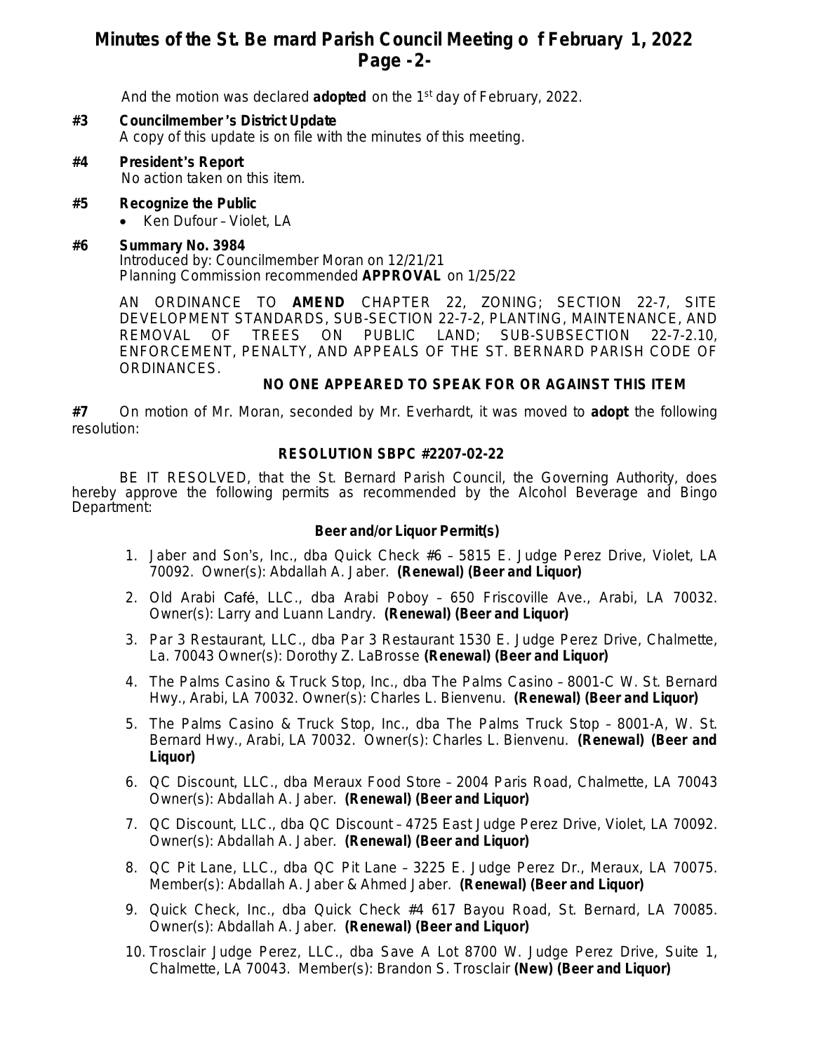And the motion was declared **adopted** on the 1st day of February, 2022.

**#3 Councilmember's District Update**
A copy of this update is on file with the minutes of this meeting.

**#4 President's Report**
No action taken on this item.

**#5 Recognize the Public**

- Ken Dufour – Violet, LA

**#6 Summary No. 3984**
Introduced by: Councilmember Moran on 12/21/21
Planning Commission recommended **APPROVAL** on 1/25/22

AN ORDINANCE TO **AMEND** CHAPTER 22, ZONING; SECTION 22-7, SITE DEVELOPMENT STANDARDS, SUB-SECTION 22-7-2, PLANTING, MAINTENANCE, AND REMOVAL OF TREES ON PUBLIC LAND; SUB-SUBSECTION 22-7-2.10, ENFORCEMENT, PENALTY, AND APPEALS OF THE ST. BERNARD PARISH CODE OF ORDINANCES.

**NO ONE APPEARED TO SPEAK FOR OR AGAINST THIS ITEM**

**#7** On motion of Mr. Moran, seconded by Mr. Everhardt, it was moved to **adopt** the following resolution:

**RESOLUTION SBPC #2207-02-22**

BE IT RESOLVED, that the St. Bernard Parish Council, the Governing Authority, does hereby approve the following permits as recommended by the Alcohol Beverage and Bingo Department:

**Beer and/or Liquor Permit(s)**

1. Jaber and Son's, Inc., dba Quick Check #6 – 5815 E. Judge Perez Drive, Violet, LA 70092. Owner(s): Abdallah A. Jaber. **(Renewal) (Beer and Liquor)**
2. Old Arabi Café, LLC., dba Arabi Poboy – 650 Friscoville Ave., Arabi, LA 70032. Owner(s): Larry and Luann Landry. **(Renewal) (Beer and Liquor)**
3. Par 3 Restaurant, LLC., dba Par 3 Restaurant 1530 E. Judge Perez Drive, Chalmette, La. 70043 Owner(s): Dorothy Z. LaBrosse **(Renewal) (Beer and Liquor)**
4. The Palms Casino & Truck Stop, Inc., dba The Palms Casino – 8001-C W. St. Bernard Hwy., Arabi, LA 70032. Owner(s): Charles L. Bienvenu. **(Renewal) (Beer and Liquor)**
5. The Palms Casino & Truck Stop, Inc., dba The Palms Truck Stop – 8001-A, W. St. Bernard Hwy., Arabi, LA 70032. Owner(s): Charles L. Bienvenu. **(Renewal) (Beer and Liquor)**
6. QC Discount, LLC., dba Meraux Food Store – 2004 Paris Road, Chalmette, LA 70043 Owner(s): Abdallah A. Jaber. **(Renewal) (Beer and Liquor)**
7. QC Discount, LLC., dba QC Discount – 4725 East Judge Perez Drive, Violet, LA 70092. Owner(s): Abdallah A. Jaber. **(Renewal) (Beer and Liquor)**
8. QC Pit Lane, LLC., dba QC Pit Lane – 3225 E. Judge Perez Dr., Meraux, LA 70075. Member(s): Abdallah A. Jaber & Ahmed Jaber. **(Renewal) (Beer and Liquor)**
9. Quick Check, Inc., dba Quick Check #4 617 Bayou Road, St. Bernard, LA 70085. Owner(s): Abdallah A. Jaber. **(Renewal) (Beer and Liquor)**
10. Trosclair Judge Perez, LLC., dba Save A Lot 8700 W. Judge Perez Drive, Suite 1, Chalmette, LA 70043. Member(s): Brandon S. Trosclair **(New) (Beer and Liquor)**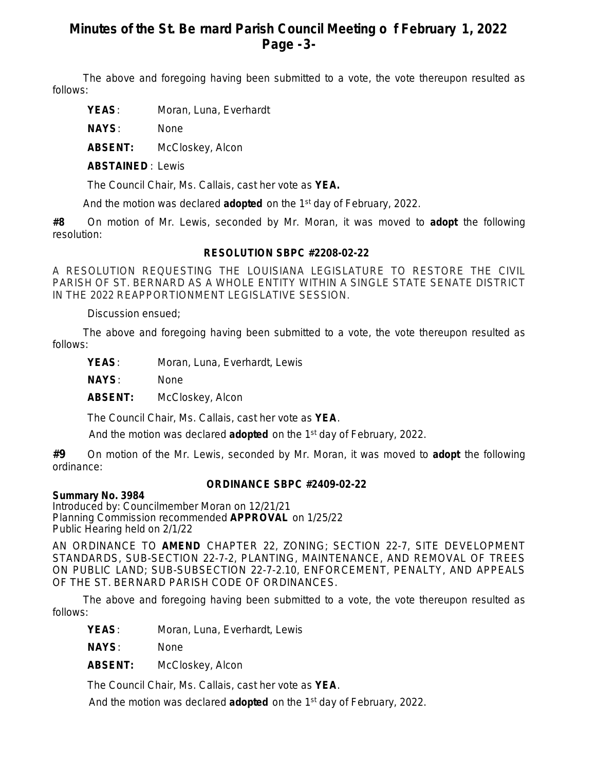The above and foregoing having been submitted to a vote, the vote thereupon resulted as follows:

**YEAS**: Moran, Luna, Everhardt

**NAYS**: None

**ABSENT:** McCloskey, Alcon

**ABSTAINED**: Lewis

The Council Chair, Ms. Callais, cast her vote as **YEA.**

And the motion was declared **adopted** on the 1st day of February, 2022.

**#8** On motion of Mr. Lewis, seconded by Mr. Moran, it was moved to **adopt** the following resolution:

**RESOLUTION SBPC #2208-02-22**

A RESOLUTION REQUESTING THE LOUISIANA LEGISLATURE TO RESTORE THE CIVIL PARISH OF ST. BERNARD AS A WHOLE ENTITY WITHIN A SINGLE STATE SENATE DISTRICT IN THE 2022 REAPPORTIONMENT LEGISLATIVE SESSION.

Discussion ensued;

The above and foregoing having been submitted to a vote, the vote thereupon resulted as follows:

**YEAS**: Moran, Luna, Everhardt, Lewis

**NAYS**: None

**ABSENT:** McCloskey, Alcon

The Council Chair, Ms. Callais, cast her vote as **YEA**.

And the motion was declared **adopted** on the 1st day of February, 2022.

**#9** On motion of the Mr. Lewis, seconded by Mr. Moran, it was moved to **adopt** the following ordinance:

**ORDINANCE SBPC #2409-02-22**

**Summary No. 3984**
Introduced by: Councilmember Moran on 12/21/21
Planning Commission recommended **APPROVAL** on 1/25/22
Public Hearing held on 2/1/22

AN ORDINANCE TO **AMEND** CHAPTER 22, ZONING; SECTION 22-7, SITE DEVELOPMENT STANDARDS, SUB-SECTION 22-7-2, PLANTING, MAINTENANCE, AND REMOVAL OF TREES ON PUBLIC LAND; SUB-SUBSECTION 22-7-2.10, ENFORCEMENT, PENALTY, AND APPEALS OF THE ST. BERNARD PARISH CODE OF ORDINANCES.

The above and foregoing having been submitted to a vote, the vote thereupon resulted as follows:

**YEAS**: Moran, Luna, Everhardt, Lewis

**NAYS**: None

**ABSENT:** McCloskey, Alcon

The Council Chair, Ms. Callais, cast her vote as **YEA**.

And the motion was declared **adopted** on the 1st day of February, 2022.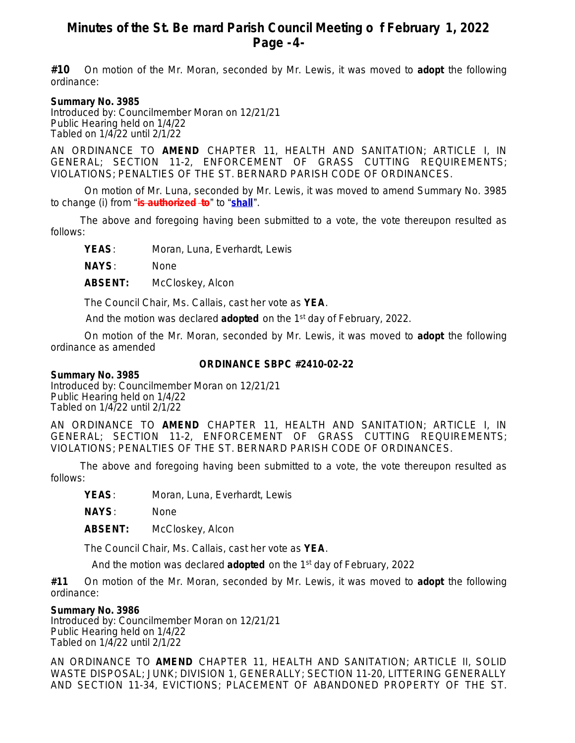**#10** On motion of the Mr. Moran, seconded by Mr. Lewis, it was moved to **adopt** the following ordinance:

**Summary No. 3985**
Introduced by: Councilmember Moran on 12/21/21
Public Hearing held on 1/4/22
Tabled on 1/4/22 until 2/1/22

AN ORDINANCE TO **AMEND** CHAPTER 11, HEALTH AND SANITATION; ARTICLE I, IN GENERAL; SECTION 11-2, ENFORCEMENT OF GRASS CUTTING REQUIREMENTS; VIOLATIONS; PENALTIES OF THE ST. BERNARD PARISH CODE OF ORDINANCES.

On motion of Mr. Luna, seconded by Mr. Lewis, it was moved to amend Summary No. 3985 to change (i) from "~~**is authorized to**~~" to "**shall**".

The above and foregoing having been submitted to a vote, the vote thereupon resulted as follows:

**YEAS**: Moran, Luna, Everhardt, Lewis

**NAYS**: None

**ABSENT:** McCloskey, Alcon

The Council Chair, Ms. Callais, cast her vote as **YEA**.

And the motion was declared **adopted** on the 1st day of February, 2022.

On motion of the Mr. Moran, seconded by Mr. Lewis, it was moved to **adopt** the following ordinance as amended

**ORDINANCE SBPC #2410-02-22**

**Summary No. 3985**
Introduced by: Councilmember Moran on 12/21/21
Public Hearing held on 1/4/22
Tabled on 1/4/22 until 2/1/22

AN ORDINANCE TO **AMEND** CHAPTER 11, HEALTH AND SANITATION; ARTICLE I, IN GENERAL; SECTION 11-2, ENFORCEMENT OF GRASS CUTTING REQUIREMENTS; VIOLATIONS; PENALTIES OF THE ST. BERNARD PARISH CODE OF ORDINANCES.

The above and foregoing having been submitted to a vote, the vote thereupon resulted as follows:

**YEAS**: Moran, Luna, Everhardt, Lewis

**NAYS**: None

**ABSENT:** McCloskey, Alcon

The Council Chair, Ms. Callais, cast her vote as **YEA**.

And the motion was declared **adopted** on the 1st day of February, 2022

**#11** On motion of the Mr. Moran, seconded by Mr. Lewis, it was moved to **adopt** the following ordinance:

**Summary No. 3986**
Introduced by: Councilmember Moran on 12/21/21
Public Hearing held on 1/4/22
Tabled on 1/4/22 until 2/1/22

AN ORDINANCE TO **AMEND** CHAPTER 11, HEALTH AND SANITATION; ARTICLE II, SOLID WASTE DISPOSAL; JUNK; DIVISION 1, GENERALLY; SECTION 11-20, LITTERING GENERALLY AND SECTION 11-34, EVICTIONS; PLACEMENT OF ABANDONED PROPERTY OF THE ST.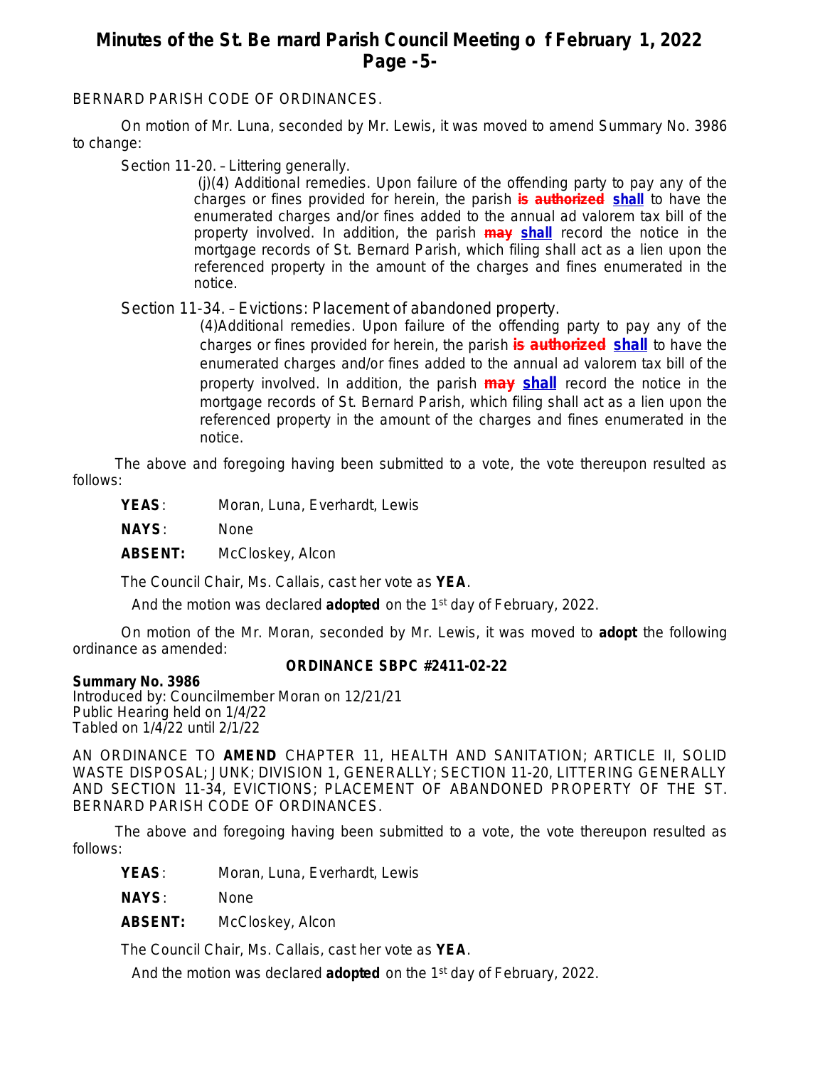BERNARD PARISH CODE OF ORDINANCES.

On motion of Mr. Luna, seconded by Mr. Lewis, it was moved to amend Summary No. 3986 to change:

Section 11-20. – Littering generally.

> (j)(4) Additional remedies. Upon failure of the offending party to pay any of the charges or fines provided for herein, the parish ~~**is authorized**~~ **shall** to have the enumerated charges and/or fines added to the annual ad valorem tax bill of the property involved. In addition, the parish ~~**may**~~ **shall** record the notice in the mortgage records of St. Bernard Parish, which filing shall act as a lien upon the referenced property in the amount of the charges and fines enumerated in the notice.

Section 11-34. – Evictions: Placement of abandoned property.

> (4)Additional remedies. Upon failure of the offending party to pay any of the charges or fines provided for herein, the parish ~~**is authorized**~~ **shall** to have the enumerated charges and/or fines added to the annual ad valorem tax bill of the property involved. In addition, the parish ~~**may**~~ **shall** record the notice in the mortgage records of St. Bernard Parish, which filing shall act as a lien upon the referenced property in the amount of the charges and fines enumerated in the notice.

The above and foregoing having been submitted to a vote, the vote thereupon resulted as follows:

**YEAS**: Moran, Luna, Everhardt, Lewis

**NAYS**: None

**ABSENT:** McCloskey, Alcon

The Council Chair, Ms. Callais, cast her vote as **YEA**.

And the motion was declared **adopted** on the 1st day of February, 2022.

On motion of the Mr. Moran, seconded by Mr. Lewis, it was moved to **adopt** the following ordinance as amended:

**ORDINANCE SBPC #2411-02-22**

**Summary No. 3986**
Introduced by: Councilmember Moran on 12/21/21
Public Hearing held on 1/4/22
Tabled on 1/4/22 until 2/1/22

AN ORDINANCE TO **AMEND** CHAPTER 11, HEALTH AND SANITATION; ARTICLE II, SOLID WASTE DISPOSAL; JUNK; DIVISION 1, GENERALLY; SECTION 11-20, LITTERING GENERALLY AND SECTION 11-34, EVICTIONS; PLACEMENT OF ABANDONED PROPERTY OF THE ST. BERNARD PARISH CODE OF ORDINANCES.

The above and foregoing having been submitted to a vote, the vote thereupon resulted as follows:

**YEAS**: Moran, Luna, Everhardt, Lewis

**NAYS**: None

**ABSENT:** McCloskey, Alcon

The Council Chair, Ms. Callais, cast her vote as **YEA**.

And the motion was declared **adopted** on the 1st day of February, 2022.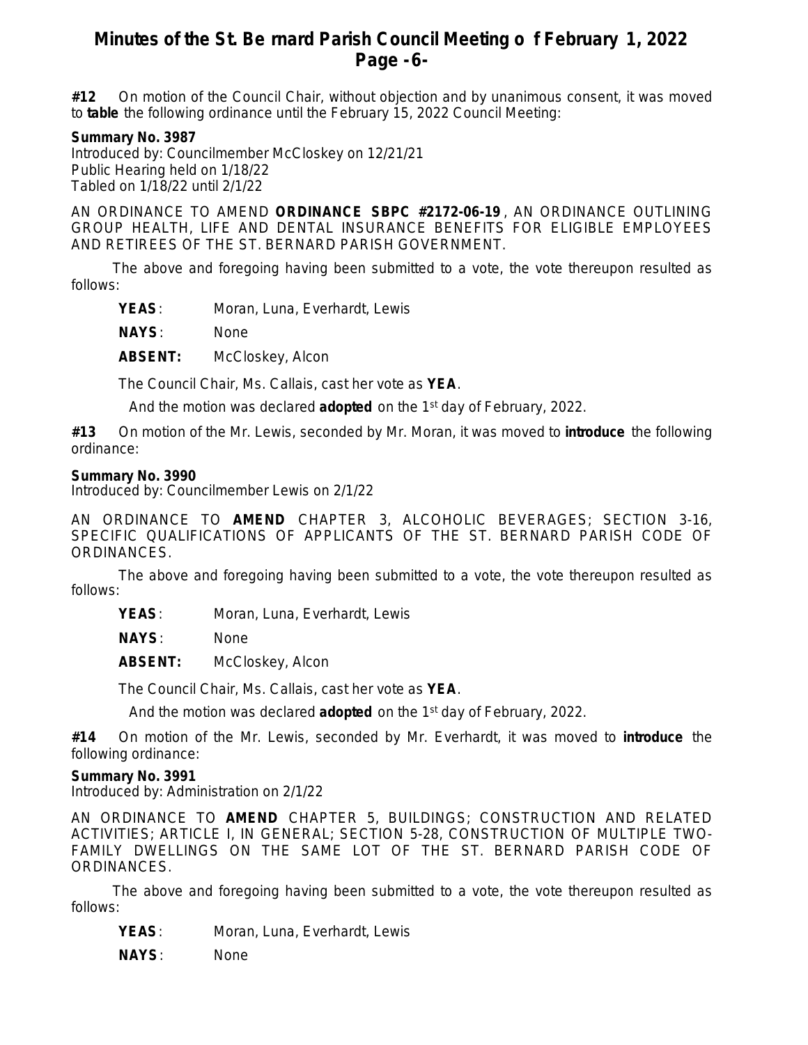**#12** On motion of the Council Chair, without objection and by unanimous consent, it was moved to **table** the following ordinance until the February 15, 2022 Council Meeting:

**Summary No. 3987**
Introduced by: Councilmember McCloskey on 12/21/21
Public Hearing held on 1/18/22
Tabled on 1/18/22 until 2/1/22

AN ORDINANCE TO AMEND **ORDINANCE SBPC #2172-06-19**, AN ORDINANCE OUTLINING GROUP HEALTH, LIFE AND DENTAL INSURANCE BENEFITS FOR ELIGIBLE EMPLOYEES AND RETIREES OF THE ST. BERNARD PARISH GOVERNMENT.

The above and foregoing having been submitted to a vote, the vote thereupon resulted as follows:

**YEAS**: Moran, Luna, Everhardt, Lewis

**NAYS**: None

**ABSENT:** McCloskey, Alcon

The Council Chair, Ms. Callais, cast her vote as **YEA**.

And the motion was declared **adopted** on the 1st day of February, 2022.

**#13** On motion of the Mr. Lewis, seconded by Mr. Moran, it was moved to **introduce** the following ordinance:

**Summary No. 3990**
Introduced by: Councilmember Lewis on 2/1/22

AN ORDINANCE TO **AMEND** CHAPTER 3, ALCOHOLIC BEVERAGES; SECTION 3-16, SPECIFIC QUALIFICATIONS OF APPLICANTS OF THE ST. BERNARD PARISH CODE OF ORDINANCES.

The above and foregoing having been submitted to a vote, the vote thereupon resulted as follows:

**YEAS**: Moran, Luna, Everhardt, Lewis

**NAYS**: None

**ABSENT:** McCloskey, Alcon

The Council Chair, Ms. Callais, cast her vote as **YEA**.

And the motion was declared **adopted** on the 1st day of February, 2022.

**#14** On motion of the Mr. Lewis, seconded by Mr. Everhardt, it was moved to **introduce** the following ordinance:

**Summary No. 3991**
Introduced by: Administration on 2/1/22

AN ORDINANCE TO **AMEND** CHAPTER 5, BUILDINGS; CONSTRUCTION AND RELATED ACTIVITIES; ARTICLE I, IN GENERAL; SECTION 5-28, CONSTRUCTION OF MULTIPLE TWO-FAMILY DWELLINGS ON THE SAME LOT OF THE ST. BERNARD PARISH CODE OF ORDINANCES.

The above and foregoing having been submitted to a vote, the vote thereupon resulted as follows:

**YEAS**: Moran, Luna, Everhardt, Lewis

**NAYS**: None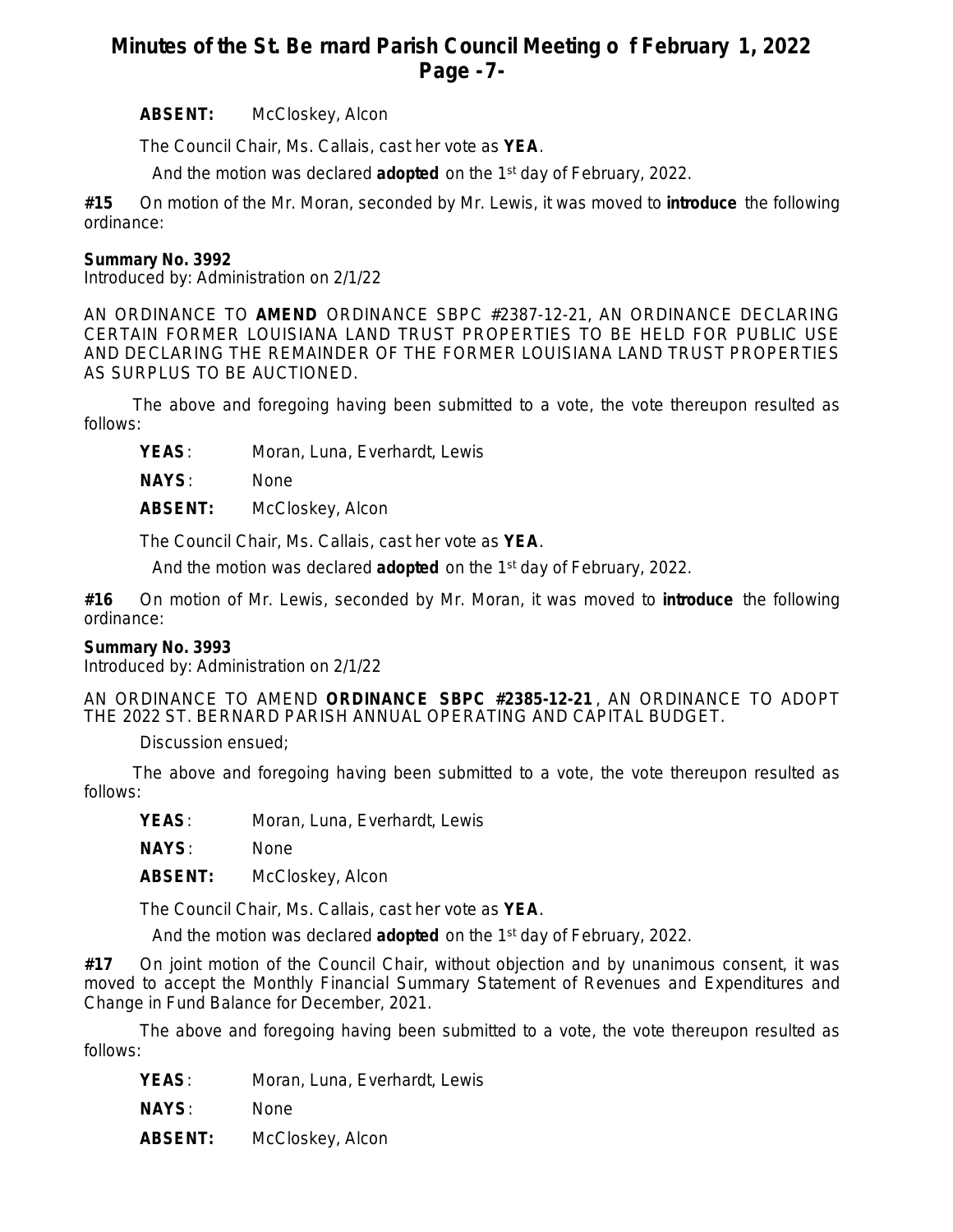**ABSENT:** McCloskey, Alcon

The Council Chair, Ms. Callais, cast her vote as **YEA**.

And the motion was declared **adopted** on the 1st day of February, 2022.

**#15** On motion of the Mr. Moran, seconded by Mr. Lewis, it was moved to **introduce** the following ordinance:

**Summary No. 3992**
Introduced by: Administration on 2/1/22

AN ORDINANCE TO **AMEND** ORDINANCE SBPC #2387-12-21, AN ORDINANCE DECLARING CERTAIN FORMER LOUISIANA LAND TRUST PROPERTIES TO BE HELD FOR PUBLIC USE AND DECLARING THE REMAINDER OF THE FORMER LOUISIANA LAND TRUST PROPERTIES AS SURPLUS TO BE AUCTIONED.

The above and foregoing having been submitted to a vote, the vote thereupon resulted as follows:

**YEAS**: Moran, Luna, Everhardt, Lewis

**NAYS**: None

**ABSENT:** McCloskey, Alcon

The Council Chair, Ms. Callais, cast her vote as **YEA**.

And the motion was declared **adopted** on the 1st day of February, 2022.

**#16** On motion of Mr. Lewis, seconded by Mr. Moran, it was moved to **introduce** the following ordinance:

**Summary No. 3993**
Introduced by: Administration on 2/1/22

AN ORDINANCE TO AMEND **ORDINANCE SBPC #2385-12-21**, AN ORDINANCE TO ADOPT THE 2022 ST. BERNARD PARISH ANNUAL OPERATING AND CAPITAL BUDGET.

Discussion ensued;

The above and foregoing having been submitted to a vote, the vote thereupon resulted as follows:

**YEAS**: Moran, Luna, Everhardt, Lewis

**NAYS**: None

**ABSENT:** McCloskey, Alcon

The Council Chair, Ms. Callais, cast her vote as **YEA**.

And the motion was declared **adopted** on the 1st day of February, 2022.

**#17** On joint motion of the Council Chair, without objection and by unanimous consent, it was moved to accept the Monthly Financial Summary Statement of Revenues and Expenditures and Change in Fund Balance for December, 2021.

The above and foregoing having been submitted to a vote, the vote thereupon resulted as follows:

**YEAS**: Moran, Luna, Everhardt, Lewis

**NAYS**: None

**ABSENT:** McCloskey, Alcon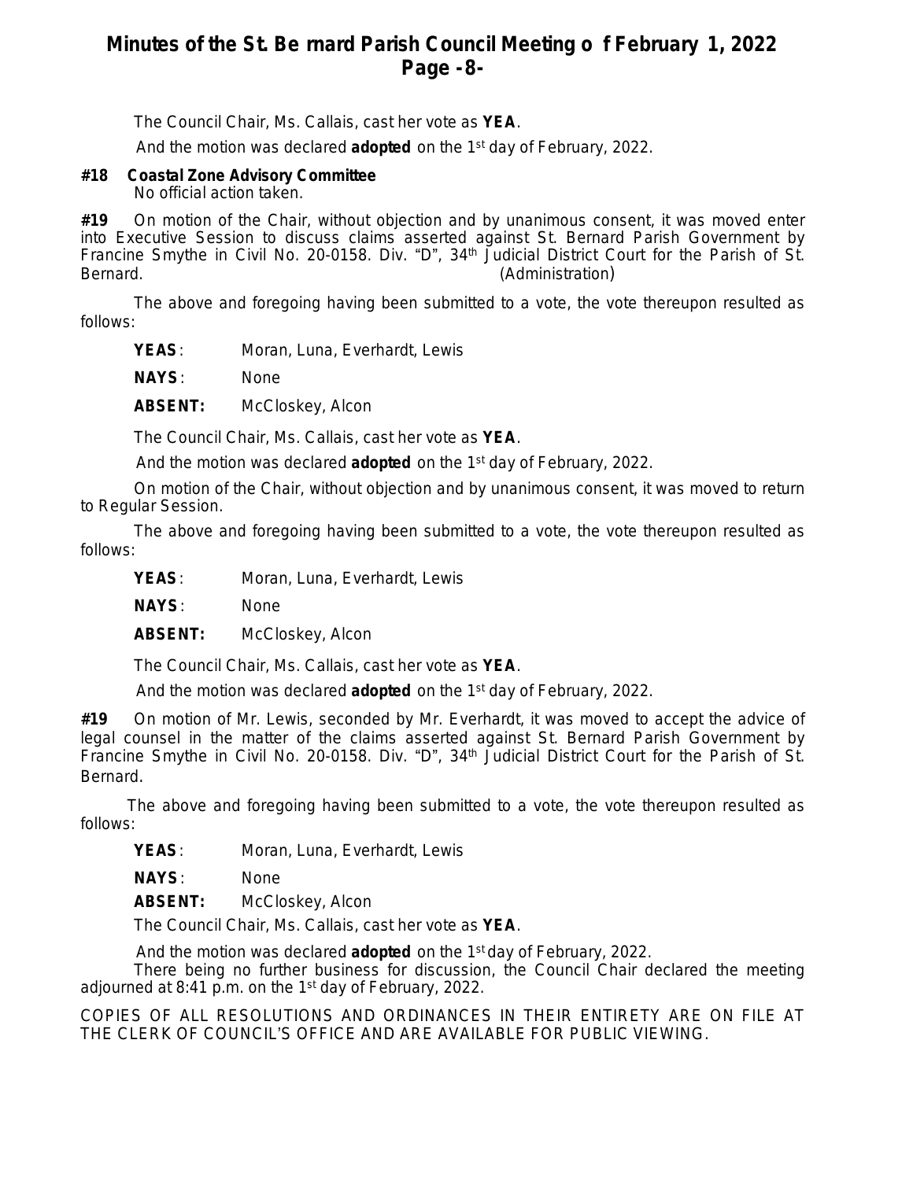The Council Chair, Ms. Callais, cast her vote as **YEA**.

And the motion was declared **adopted** on the 1st day of February, 2022.

**#18 Coastal Zone Advisory Committee**
No official action taken.

**#19** On motion of the Chair, without objection and by unanimous consent, it was moved enter into Executive Session to discuss claims asserted against St. Bernard Parish Government by Francine Smythe in Civil No. 20-0158. Div. "D", 34th Judicial District Court for the Parish of St. Bernard. (Administration)

The above and foregoing having been submitted to a vote, the vote thereupon resulted as follows:

**YEAS**: Moran, Luna, Everhardt, Lewis

**NAYS**: None

**ABSENT:** McCloskey, Alcon

The Council Chair, Ms. Callais, cast her vote as **YEA**.

And the motion was declared **adopted** on the 1st day of February, 2022.

On motion of the Chair, without objection and by unanimous consent, it was moved to return to Regular Session.

The above and foregoing having been submitted to a vote, the vote thereupon resulted as follows:

**YEAS**: Moran, Luna, Everhardt, Lewis

**NAYS**: None

**ABSENT:** McCloskey, Alcon

The Council Chair, Ms. Callais, cast her vote as **YEA**.

And the motion was declared **adopted** on the 1st day of February, 2022.

**#19** On motion of Mr. Lewis, seconded by Mr. Everhardt, it was moved to accept the advice of legal counsel in the matter of the claims asserted against St. Bernard Parish Government by Francine Smythe in Civil No. 20-0158. Div. "D", 34th Judicial District Court for the Parish of St. Bernard.

The above and foregoing having been submitted to a vote, the vote thereupon resulted as follows:

**YEAS**: Moran, Luna, Everhardt, Lewis

**NAYS**: None

**ABSENT:** McCloskey, Alcon

The Council Chair, Ms. Callais, cast her vote as **YEA**.

And the motion was declared **adopted** on the 1st day of February, 2022.

There being no further business for discussion, the Council Chair declared the meeting adjourned at 8:41 p.m. on the 1st day of February, 2022.

COPIES OF ALL RESOLUTIONS AND ORDINANCES IN THEIR ENTIRETY ARE ON FILE AT THE CLERK OF COUNCIL'S OFFICE AND ARE AVAILABLE FOR PUBLIC VIEWING.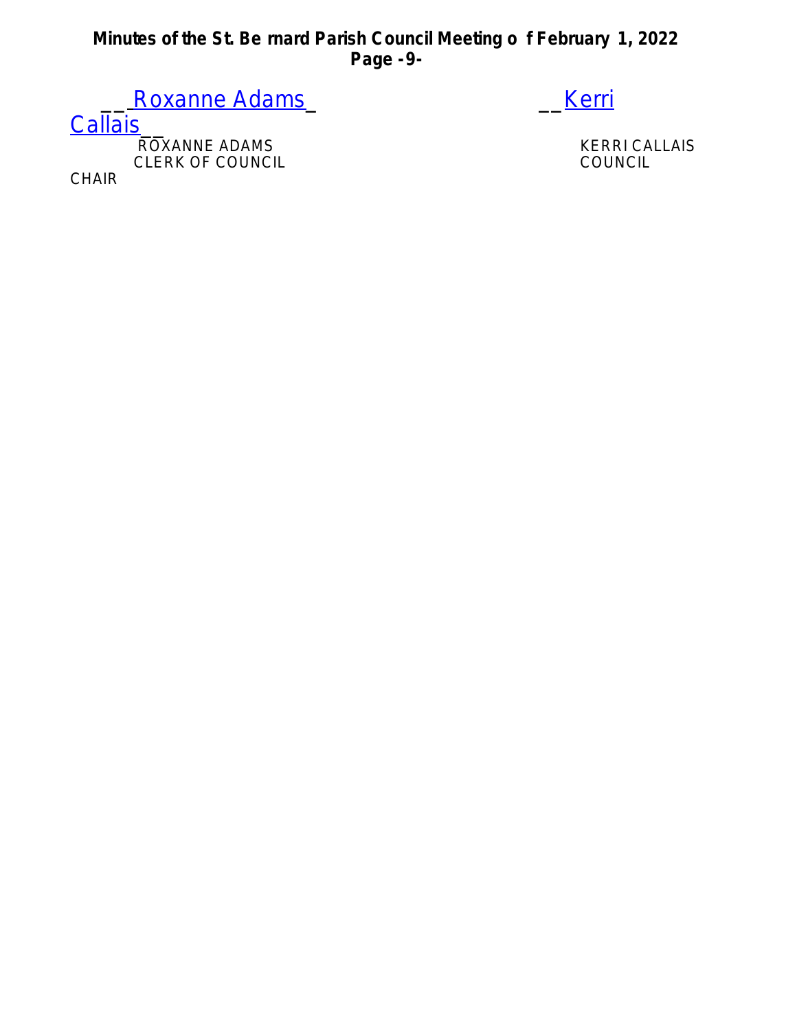__Roxanne Adams_ __Kerri Callais__

ROXANNE ADAMS
CLERK OF COUNCIL

KERRI CALLAIS
COUNCIL CHAIR